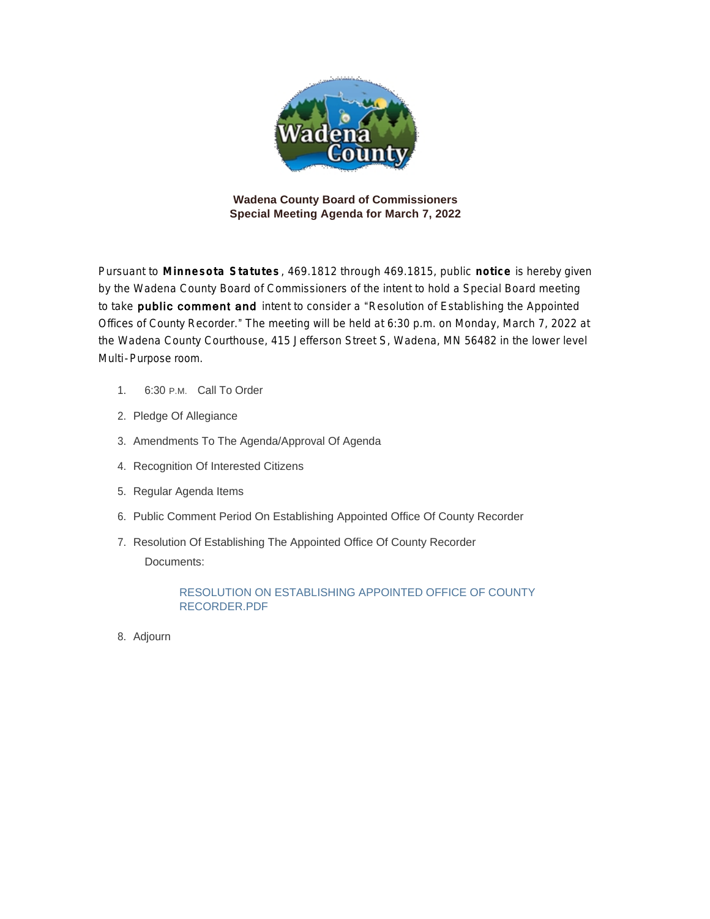**Wadena County Board of Commissioners**
**Special Meeting Agenda for March 7, 2022**

Pursuant to **Minnesota Statutes**, 469.1812 through 469.1815, public **notice** is hereby given by the Wadena County Board of Commissioners of the intent to hold a Special Board meeting to take **public comment and** intent to consider a "Resolution of Establishing the Appointed Offices of County Recorder." The meeting will be held at 6:30 p.m. on Monday, March 7, 2022 at the Wadena County Courthouse, 415 Jefferson Street S, Wadena, MN 56482 in the lower level Multi-Purpose room.

1. 6:30 P.M. Call To Order
2. Pledge Of Allegiance
3. Amendments To The Agenda/Approval Of Agenda
4. Recognition Of Interested Citizens
5. Regular Agenda Items
6. Public Comment Period On Establishing Appointed Office Of County Recorder
7. Resolution Of Establishing The Appointed Office Of County Recorder

   Documents:

   RESOLUTION ON ESTABLISHING APPOINTED OFFICE OF COUNTY RECORDER.PDF

8. Adjourn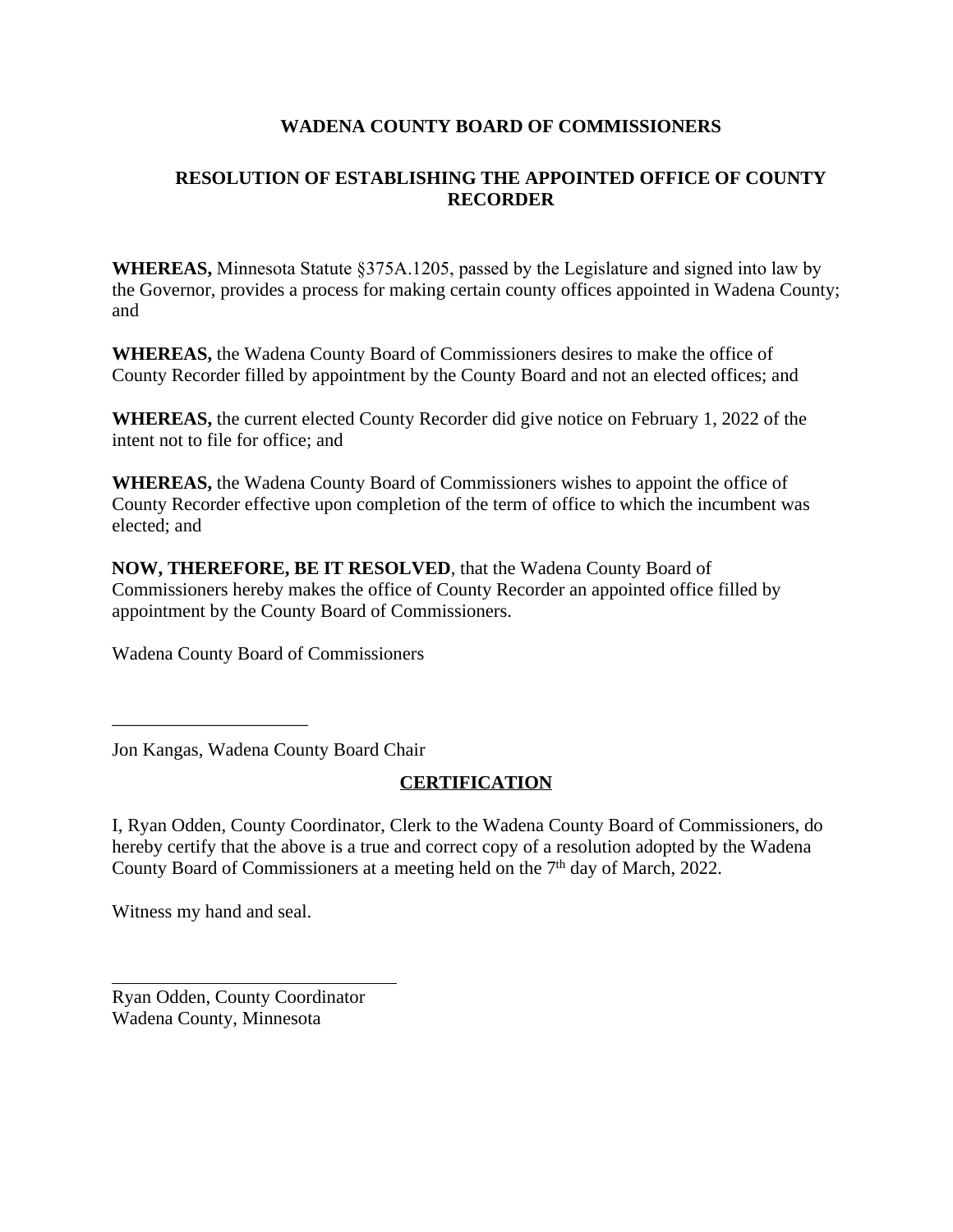**WADENA COUNTY BOARD OF COMMISSIONERS**

**RESOLUTION OF ESTABLISHING THE APPOINTED OFFICE OF COUNTY RECORDER**

**WHEREAS,** Minnesota Statute §375A.1205, passed by the Legislature and signed into law by the Governor, provides a process for making certain county offices appointed in Wadena County; and

**WHEREAS,** the Wadena County Board of Commissioners desires to make the office of County Recorder filled by appointment by the County Board and not an elected offices; and

**WHEREAS,** the current elected County Recorder did give notice on February 1, 2022 of the intent not to file for office; and

**WHEREAS,** the Wadena County Board of Commissioners wishes to appoint the office of County Recorder effective upon completion of the term of office to which the incumbent was elected; and

**NOW, THEREFORE, BE IT RESOLVED**, that the Wadena County Board of Commissioners hereby makes the office of County Recorder an appointed office filled by appointment by the County Board of Commissioners.

Wadena County Board of Commissioners

\_\_\_\_\_\_\_\_\_\_\_\_\_\_\_\_\_\_\_\_\_

Jon Kangas, Wadena County Board Chair

**CERTIFICATION**

I, Ryan Odden, County Coordinator, Clerk to the Wadena County Board of Commissioners, do hereby certify that the above is a true and correct copy of a resolution adopted by the Wadena County Board of Commissioners at a meeting held on the 7th day of March, 2022.

Witness my hand and seal.

\_\_\_\_\_\_\_\_\_\_\_\_\_\_\_\_\_\_\_\_\_\_\_\_\_\_\_\_\_\_

Ryan Odden, County Coordinator
Wadena County, Minnesota